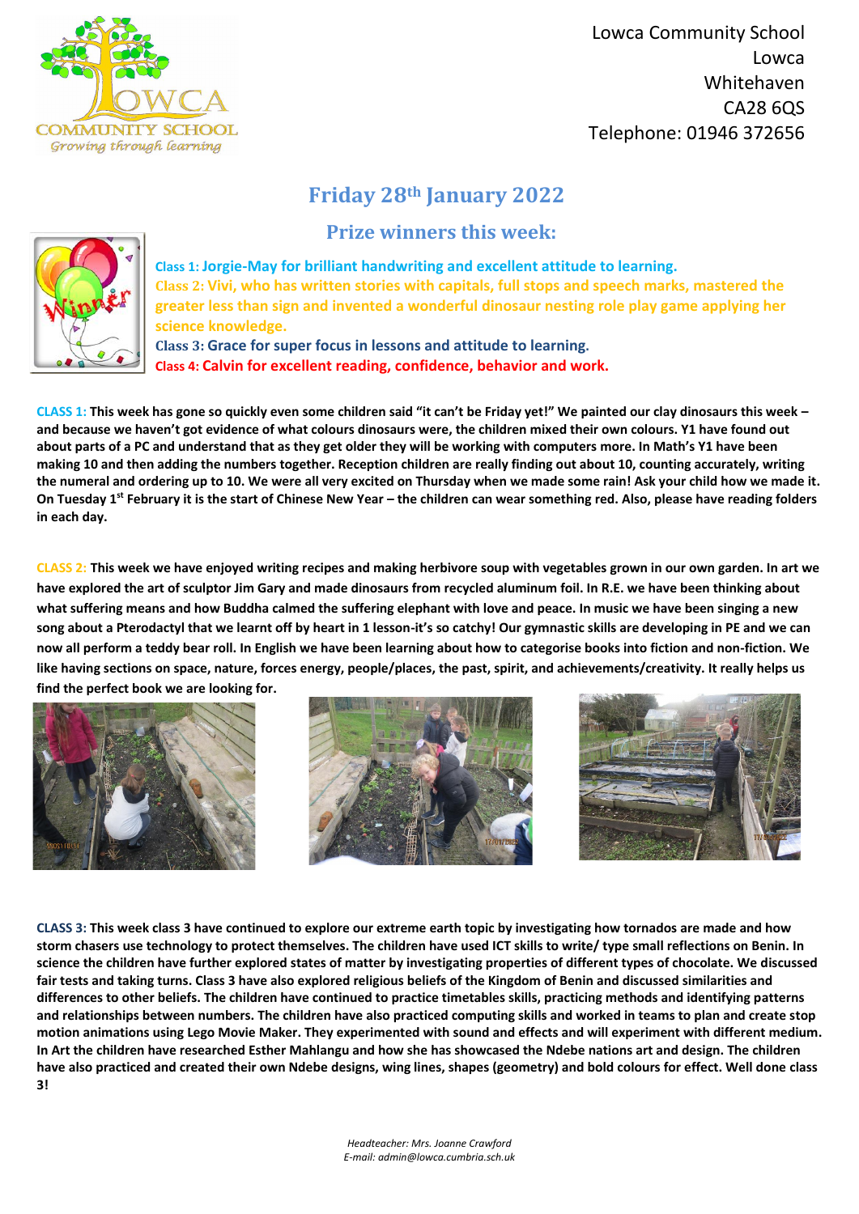Lowca Community School
Lowca
Whitehaven
CA28 6QS
Telephone: 01946 372656

# Friday 28th January 2022

## Prize winners this week:

**Class 1: Jorgie-May for brilliant handwriting and excellent attitude to learning.**

**Class 2: Vivi, who has written stories with capitals, full stops and speech marks, mastered the greater less than sign and invented a wonderful dinosaur nesting role play game applying her science knowledge.**

**Class 3: Grace for super focus in lessons and attitude to learning.**

**Class 4: Calvin for excellent reading, confidence, behavior and work.**

**CLASS 1: This week has gone so quickly even some children said "it can't be Friday yet!" We painted our clay dinosaurs this week – and because we haven't got evidence of what colours dinosaurs were, the children mixed their own colours. Y1 have found out about parts of a PC and understand that as they get older they will be working with computers more. In Math's Y1 have been making 10 and then adding the numbers together. Reception children are really finding out about 10, counting accurately, writing the numeral and ordering up to 10. We were all very excited on Thursday when we made some rain! Ask your child how we made it. On Tuesday 1st February it is the start of Chinese New Year – the children can wear something red. Also, please have reading folders in each day.**

**CLASS 2: This week we have enjoyed writing recipes and making herbivore soup with vegetables grown in our own garden. In art we have explored the art of sculptor Jim Gary and made dinosaurs from recycled aluminum foil. In R.E. we have been thinking about what suffering means and how Buddha calmed the suffering elephant with love and peace. In music we have been singing a new song about a Pterodactyl that we learnt off by heart in 1 lesson-it's so catchy! Our gymnastic skills are developing in PE and we can now all perform a teddy bear roll. In English we have been learning about how to categorise books into fiction and non-fiction. We like having sections on space, nature, forces energy, people/places, the past, spirit, and achievements/creativity. It really helps us find the perfect book we are looking for.**

**CLASS 3: This week class 3 have continued to explore our extreme earth topic by investigating how tornados are made and how storm chasers use technology to protect themselves. The children have used ICT skills to write/ type small reflections on Benin. In science the children have further explored states of matter by investigating properties of different types of chocolate. We discussed fair tests and taking turns. Class 3 have also explored religious beliefs of the Kingdom of Benin and discussed similarities and differences to other beliefs. The children have continued to practice timetables skills, practicing methods and identifying patterns and relationships between numbers. The children have also practiced computing skills and worked in teams to plan and create stop motion animations using Lego Movie Maker. They experimented with sound and effects and will experiment with different medium. In Art the children have researched Esther Mahlangu and how she has showcased the Ndebe nations art and design. The children have also practiced and created their own Ndebe designs, wing lines, shapes (geometry) and bold colours for effect. Well done class 3!**

*Headteacher: Mrs. Joanne Crawford*
*E-mail: admin@lowca.cumbria.sch.uk*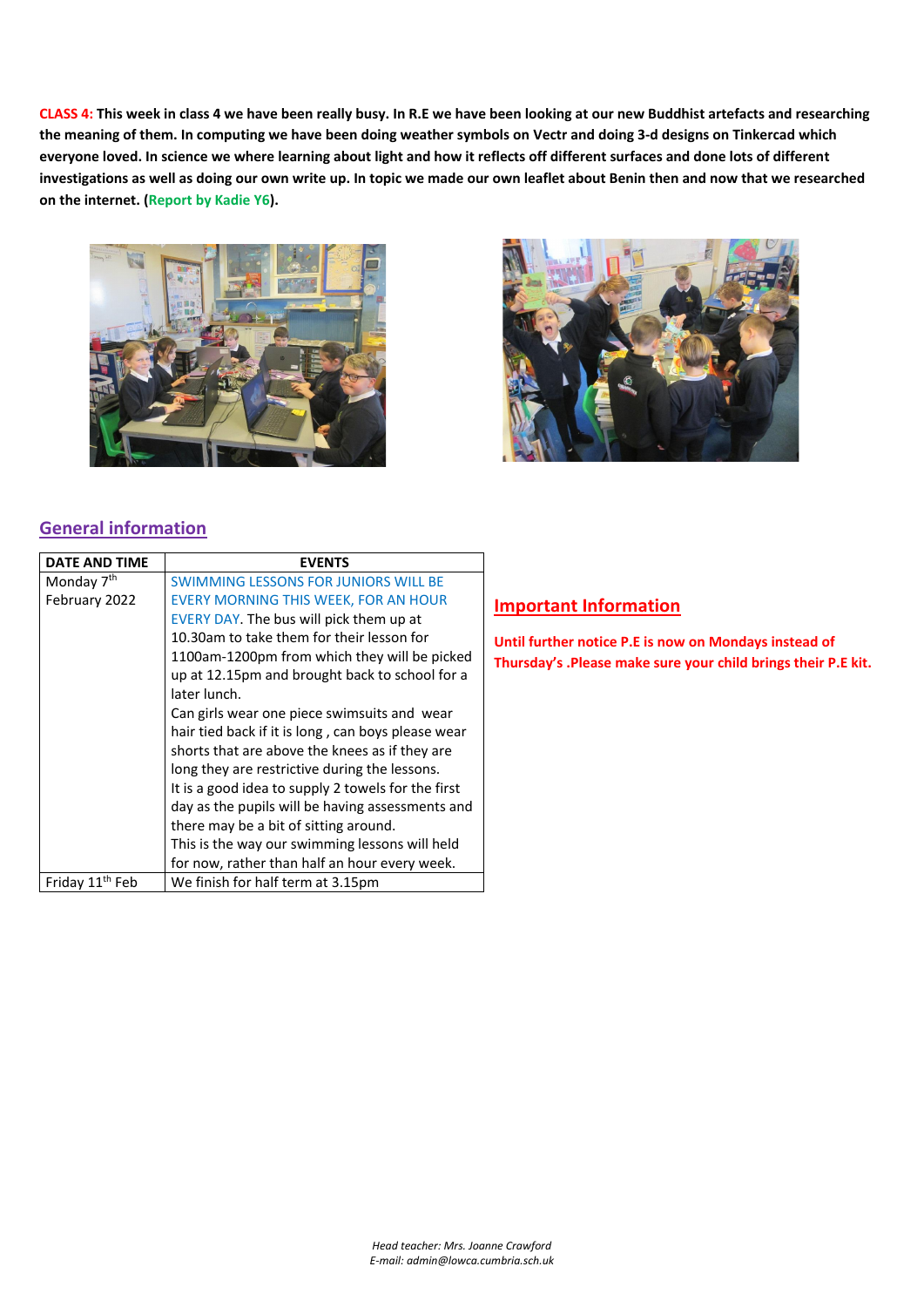**CLASS 4:** **This week in class 4 we have been really busy. In R.E we have been looking at our new Buddhist artefacts and researching the meaning of them. In computing we have been doing weather symbols on Vectr and doing 3-d designs on Tinkercad which everyone loved. In science we where learning about light and how it reflects off different surfaces and done lots of different investigations as well as doing our own write up. In topic we made our own leaflet about Benin then and now that we researched on the internet. (Report by Kadie Y6).**

## General information

| DATE AND TIME | EVENTS |
|---|---|
| Monday 7th February 2022 | SWIMMING LESSONS FOR JUNIORS WILL BE EVERY MORNING THIS WEEK, FOR AN HOUR EVERY DAY. The bus will pick them up at 10.30am to take them for their lesson for 1100am-1200pm from which they will be picked up at 12.15pm and brought back to school for a later lunch. Can girls wear one piece swimsuits and wear hair tied back if it is long , can boys please wear shorts that are above the knees as if they are long they are restrictive during the lessons. It is a good idea to supply 2 towels for the first day as the pupils will be having assessments and there may be a bit of sitting around. This is the way our swimming lessons will held for now, rather than half an hour every week. |
| Friday 11th Feb | We finish for half term at 3.15pm |

## Important Information

**Until further notice P.E is now on Mondays instead of Thursday's .Please make sure your child brings their P.E kit.**

*Head teacher: Mrs. Joanne Crawford*
*E-mail: admin@lowca.cumbria.sch.uk*